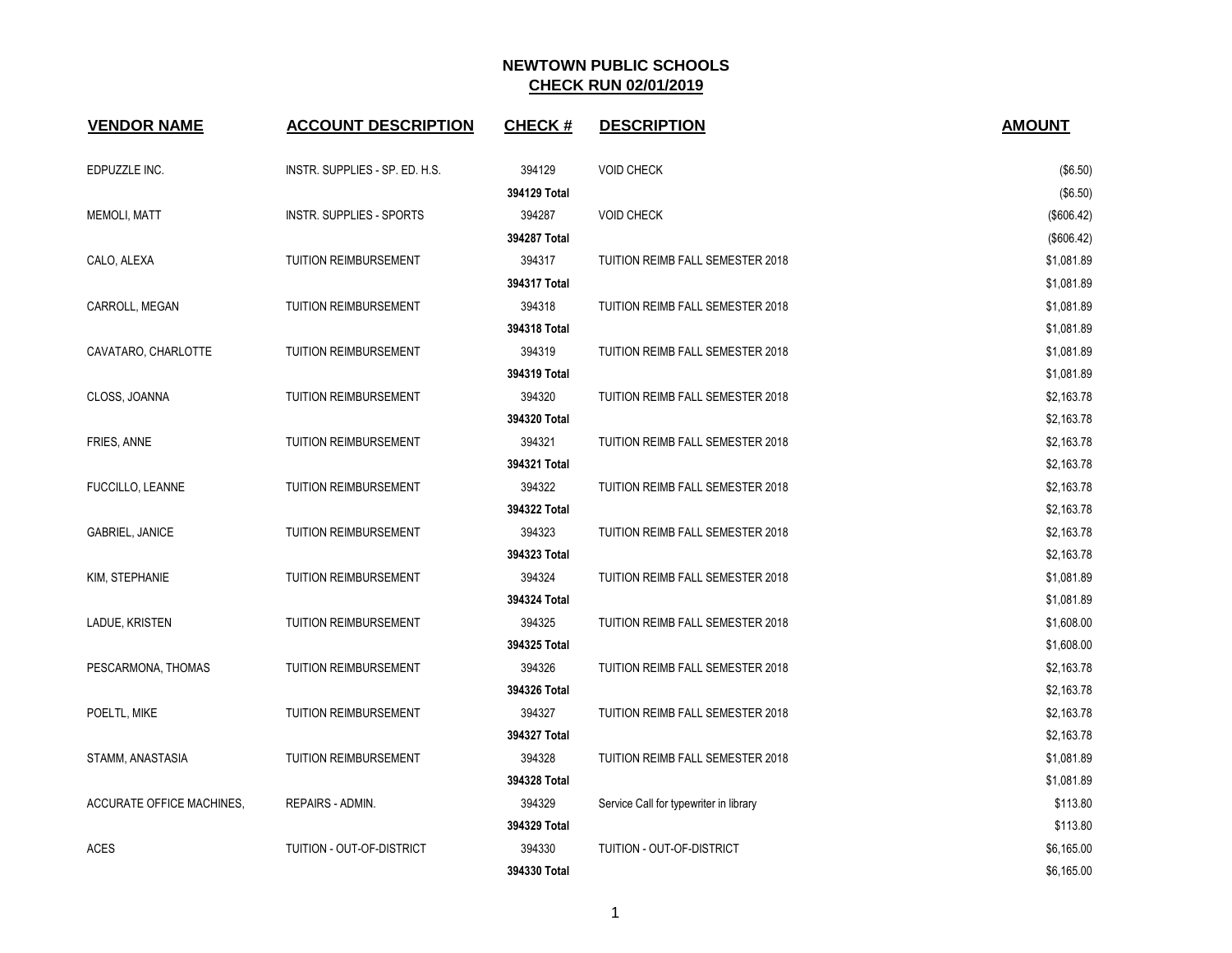# NEWTOWN PUBLIC SCHOOLS

## CHECK RUN 02/01/2019

| VENDOR NAME | ACCOUNT DESCRIPTION | CHECK # | DESCRIPTION | AMOUNT |
|---|---|---|---|---|
| EDPUZZLE INC. | INSTR. SUPPLIES - SP. ED. H.S. | 394129 | VOID CHECK | ($6.50) |
| | | **394129 Total** | | ($6.50) |
| MEMOLI, MATT | INSTR. SUPPLIES - SPORTS | 394287 | VOID CHECK | ($606.42) |
| | | **394287 Total** | | ($606.42) |
| CALO, ALEXA | TUITION REIMBURSEMENT | 394317 | TUITION REIMB FALL SEMESTER 2018 | $1,081.89 |
| | | **394317 Total** | | $1,081.89 |
| CARROLL, MEGAN | TUITION REIMBURSEMENT | 394318 | TUITION REIMB FALL SEMESTER 2018 | $1,081.89 |
| | | **394318 Total** | | $1,081.89 |
| CAVATARO, CHARLOTTE | TUITION REIMBURSEMENT | 394319 | TUITION REIMB FALL SEMESTER 2018 | $1,081.89 |
| | | **394319 Total** | | $1,081.89 |
| CLOSS, JOANNA | TUITION REIMBURSEMENT | 394320 | TUITION REIMB FALL SEMESTER 2018 | $2,163.78 |
| | | **394320 Total** | | $2,163.78 |
| FRIES, ANNE | TUITION REIMBURSEMENT | 394321 | TUITION REIMB FALL SEMESTER 2018 | $2,163.78 |
| | | **394321 Total** | | $2,163.78 |
| FUCCILLO, LEANNE | TUITION REIMBURSEMENT | 394322 | TUITION REIMB FALL SEMESTER 2018 | $2,163.78 |
| | | **394322 Total** | | $2,163.78 |
| GABRIEL, JANICE | TUITION REIMBURSEMENT | 394323 | TUITION REIMB FALL SEMESTER 2018 | $2,163.78 |
| | | **394323 Total** | | $2,163.78 |
| KIM, STEPHANIE | TUITION REIMBURSEMENT | 394324 | TUITION REIMB FALL SEMESTER 2018 | $1,081.89 |
| | | **394324 Total** | | $1,081.89 |
| LADUE, KRISTEN | TUITION REIMBURSEMENT | 394325 | TUITION REIMB FALL SEMESTER 2018 | $1,608.00 |
| | | **394325 Total** | | $1,608.00 |
| PESCARMONA, THOMAS | TUITION REIMBURSEMENT | 394326 | TUITION REIMB FALL SEMESTER 2018 | $2,163.78 |
| | | **394326 Total** | | $2,163.78 |
| POELTL, MIKE | TUITION REIMBURSEMENT | 394327 | TUITION REIMB FALL SEMESTER 2018 | $2,163.78 |
| | | **394327 Total** | | $2,163.78 |
| STAMM, ANASTASIA | TUITION REIMBURSEMENT | 394328 | TUITION REIMB FALL SEMESTER 2018 | $1,081.89 |
| | | **394328 Total** | | $1,081.89 |
| ACCURATE OFFICE MACHINES, | REPAIRS - ADMIN. | 394329 | Service Call for typewriter in library | $113.80 |
| | | **394329 Total** | | $113.80 |
| ACES | TUITION - OUT-OF-DISTRICT | 394330 | TUITION - OUT-OF-DISTRICT | $6,165.00 |
| | | **394330 Total** | | $6,165.00 |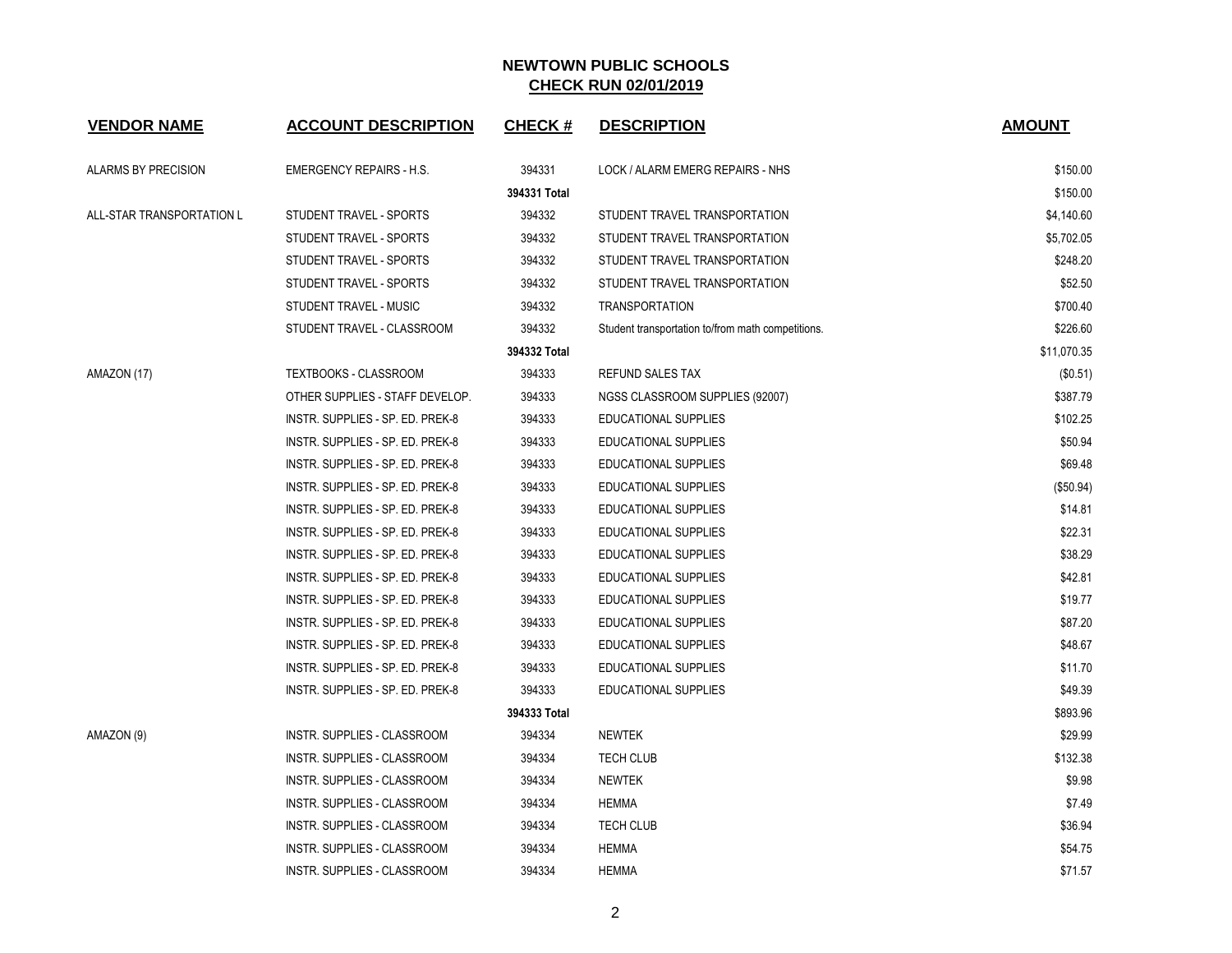# NEWTOWN PUBLIC SCHOOLS

## CHECK RUN 02/01/2019

| VENDOR NAME | ACCOUNT DESCRIPTION | CHECK # | DESCRIPTION | AMOUNT |
|---|---|---|---|---|
| ALARMS BY PRECISION | EMERGENCY REPAIRS - H.S. | 394331 | LOCK / ALARM EMERG REPAIRS - NHS | $150.00 |
| | | **394331 Total** | | $150.00 |
| ALL-STAR TRANSPORTATION L | STUDENT TRAVEL - SPORTS | 394332 | STUDENT TRAVEL TRANSPORTATION | $4,140.60 |
| | STUDENT TRAVEL - SPORTS | 394332 | STUDENT TRAVEL TRANSPORTATION | $5,702.05 |
| | STUDENT TRAVEL - SPORTS | 394332 | STUDENT TRAVEL TRANSPORTATION | $248.20 |
| | STUDENT TRAVEL - SPORTS | 394332 | STUDENT TRAVEL TRANSPORTATION | $52.50 |
| | STUDENT TRAVEL - MUSIC | 394332 | TRANSPORTATION | $700.40 |
| | STUDENT TRAVEL - CLASSROOM | 394332 | Student transportation to/from math competitions. | $226.60 |
| | | **394332 Total** | | $11,070.35 |
| AMAZON (17) | TEXTBOOKS - CLASSROOM | 394333 | REFUND SALES TAX | ($0.51) |
| | OTHER SUPPLIES - STAFF DEVELOP. | 394333 | NGSS CLASSROOM SUPPLIES (92007) | $387.79 |
| | INSTR. SUPPLIES - SP. ED. PREK-8 | 394333 | EDUCATIONAL SUPPLIES | $102.25 |
| | INSTR. SUPPLIES - SP. ED. PREK-8 | 394333 | EDUCATIONAL SUPPLIES | $50.94 |
| | INSTR. SUPPLIES - SP. ED. PREK-8 | 394333 | EDUCATIONAL SUPPLIES | $69.48 |
| | INSTR. SUPPLIES - SP. ED. PREK-8 | 394333 | EDUCATIONAL SUPPLIES | ($50.94) |
| | INSTR. SUPPLIES - SP. ED. PREK-8 | 394333 | EDUCATIONAL SUPPLIES | $14.81 |
| | INSTR. SUPPLIES - SP. ED. PREK-8 | 394333 | EDUCATIONAL SUPPLIES | $22.31 |
| | INSTR. SUPPLIES - SP. ED. PREK-8 | 394333 | EDUCATIONAL SUPPLIES | $38.29 |
| | INSTR. SUPPLIES - SP. ED. PREK-8 | 394333 | EDUCATIONAL SUPPLIES | $42.81 |
| | INSTR. SUPPLIES - SP. ED. PREK-8 | 394333 | EDUCATIONAL SUPPLIES | $19.77 |
| | INSTR. SUPPLIES - SP. ED. PREK-8 | 394333 | EDUCATIONAL SUPPLIES | $87.20 |
| | INSTR. SUPPLIES - SP. ED. PREK-8 | 394333 | EDUCATIONAL SUPPLIES | $48.67 |
| | INSTR. SUPPLIES - SP. ED. PREK-8 | 394333 | EDUCATIONAL SUPPLIES | $11.70 |
| | INSTR. SUPPLIES - SP. ED. PREK-8 | 394333 | EDUCATIONAL SUPPLIES | $49.39 |
| | | **394333 Total** | | $893.96 |
| AMAZON (9) | INSTR. SUPPLIES - CLASSROOM | 394334 | NEWTEK | $29.99 |
| | INSTR. SUPPLIES - CLASSROOM | 394334 | TECH CLUB | $132.38 |
| | INSTR. SUPPLIES - CLASSROOM | 394334 | NEWTEK | $9.98 |
| | INSTR. SUPPLIES - CLASSROOM | 394334 | HEMMA | $7.49 |
| | INSTR. SUPPLIES - CLASSROOM | 394334 | TECH CLUB | $36.94 |
| | INSTR. SUPPLIES - CLASSROOM | 394334 | HEMMA | $54.75 |
| | INSTR. SUPPLIES - CLASSROOM | 394334 | HEMMA | $71.57 |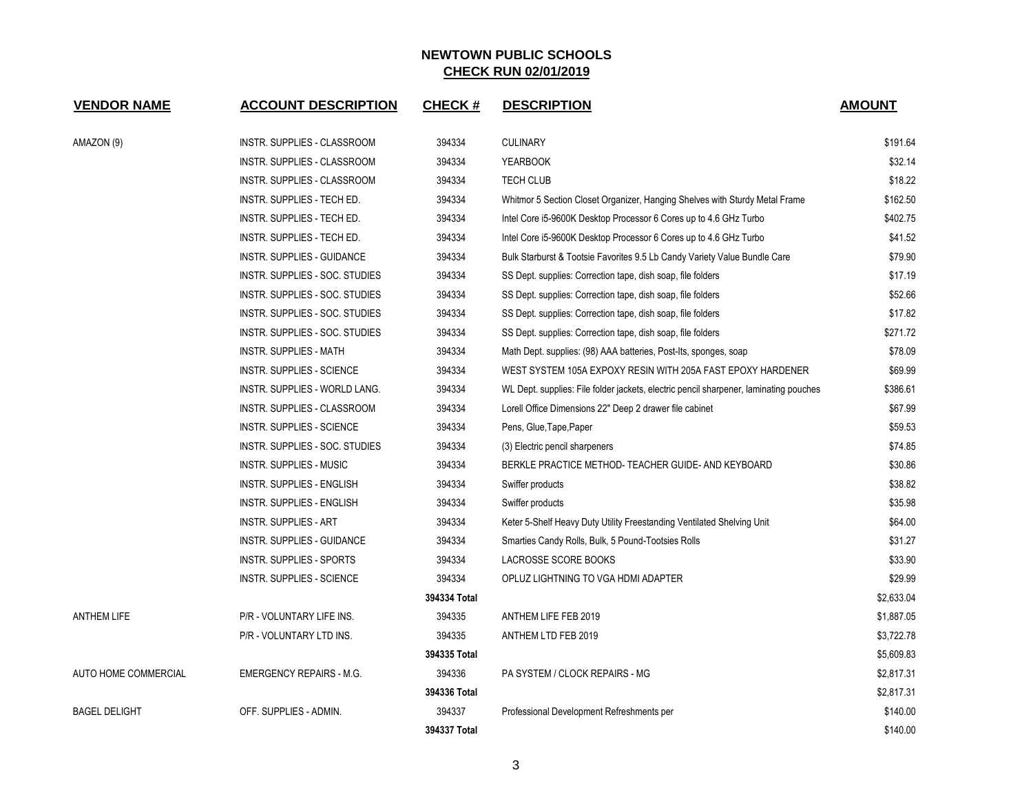# NEWTOWN PUBLIC SCHOOLS

## CHECK RUN 02/01/2019

| VENDOR NAME | ACCOUNT DESCRIPTION | CHECK # | DESCRIPTION | AMOUNT |
|---|---|---|---|---|
| AMAZON (9) | INSTR. SUPPLIES - CLASSROOM | 394334 | CULINARY | $191.64 |
| | INSTR. SUPPLIES - CLASSROOM | 394334 | YEARBOOK | $32.14 |
| | INSTR. SUPPLIES - CLASSROOM | 394334 | TECH CLUB | $18.22 |
| | INSTR. SUPPLIES - TECH ED. | 394334 | Whitmor 5 Section Closet Organizer, Hanging Shelves with Sturdy Metal Frame | $162.50 |
| | INSTR. SUPPLIES - TECH ED. | 394334 | Intel Core i5-9600K Desktop Processor 6 Cores up to 4.6 GHz Turbo | $402.75 |
| | INSTR. SUPPLIES - TECH ED. | 394334 | Intel Core i5-9600K Desktop Processor 6 Cores up to 4.6 GHz Turbo | $41.52 |
| | INSTR. SUPPLIES - GUIDANCE | 394334 | Bulk Starburst & Tootsie Favorites 9.5 Lb Candy Variety Value Bundle Care | $79.90 |
| | INSTR. SUPPLIES - SOC. STUDIES | 394334 | SS Dept. supplies: Correction tape, dish soap, file folders | $17.19 |
| | INSTR. SUPPLIES - SOC. STUDIES | 394334 | SS Dept. supplies: Correction tape, dish soap, file folders | $52.66 |
| | INSTR. SUPPLIES - SOC. STUDIES | 394334 | SS Dept. supplies: Correction tape, dish soap, file folders | $17.82 |
| | INSTR. SUPPLIES - SOC. STUDIES | 394334 | SS Dept. supplies: Correction tape, dish soap, file folders | $271.72 |
| | INSTR. SUPPLIES - MATH | 394334 | Math Dept. supplies: (98) AAA batteries, Post-Its, sponges, soap | $78.09 |
| | INSTR. SUPPLIES - SCIENCE | 394334 | WEST SYSTEM 105A EXPOXY RESIN WITH 205A FAST EPOXY HARDENER | $69.99 |
| | INSTR. SUPPLIES - WORLD LANG. | 394334 | WL Dept. supplies: File folder jackets, electric pencil sharpener, laminating pouches | $386.61 |
| | INSTR. SUPPLIES - CLASSROOM | 394334 | Lorell Office Dimensions 22" Deep 2 drawer file cabinet | $67.99 |
| | INSTR. SUPPLIES - SCIENCE | 394334 | Pens, Glue,Tape,Paper | $59.53 |
| | INSTR. SUPPLIES - SOC. STUDIES | 394334 | (3) Electric pencil sharpeners | $74.85 |
| | INSTR. SUPPLIES - MUSIC | 394334 | BERKLE PRACTICE METHOD- TEACHER GUIDE- AND KEYBOARD | $30.86 |
| | INSTR. SUPPLIES - ENGLISH | 394334 | Swiffer products | $38.82 |
| | INSTR. SUPPLIES - ENGLISH | 394334 | Swiffer products | $35.98 |
| | INSTR. SUPPLIES - ART | 394334 | Keter 5-Shelf Heavy Duty Utility Freestanding Ventilated Shelving Unit | $64.00 |
| | INSTR. SUPPLIES - GUIDANCE | 394334 | Smarties Candy Rolls, Bulk, 5 Pound-Tootsies Rolls | $31.27 |
| | INSTR. SUPPLIES - SPORTS | 394334 | LACROSSE SCORE BOOKS | $33.90 |
| | INSTR. SUPPLIES - SCIENCE | 394334 | OPLUZ LIGHTNING TO VGA HDMI ADAPTER | $29.99 |
| | | **394334 Total** | | $2,633.04 |
| ANTHEM LIFE | P/R - VOLUNTARY LIFE INS. | 394335 | ANTHEM LIFE FEB 2019 | $1,887.05 |
| | P/R - VOLUNTARY LTD INS. | 394335 | ANTHEM LTD FEB 2019 | $3,722.78 |
| | | **394335 Total** | | $5,609.83 |
| AUTO HOME COMMERCIAL | EMERGENCY REPAIRS - M.G. | 394336 | PA SYSTEM / CLOCK REPAIRS - MG | $2,817.31 |
| | | **394336 Total** | | $2,817.31 |
| BAGEL DELIGHT | OFF. SUPPLIES - ADMIN. | 394337 | Professional Development Refreshments per | $140.00 |
| | | **394337 Total** | | $140.00 |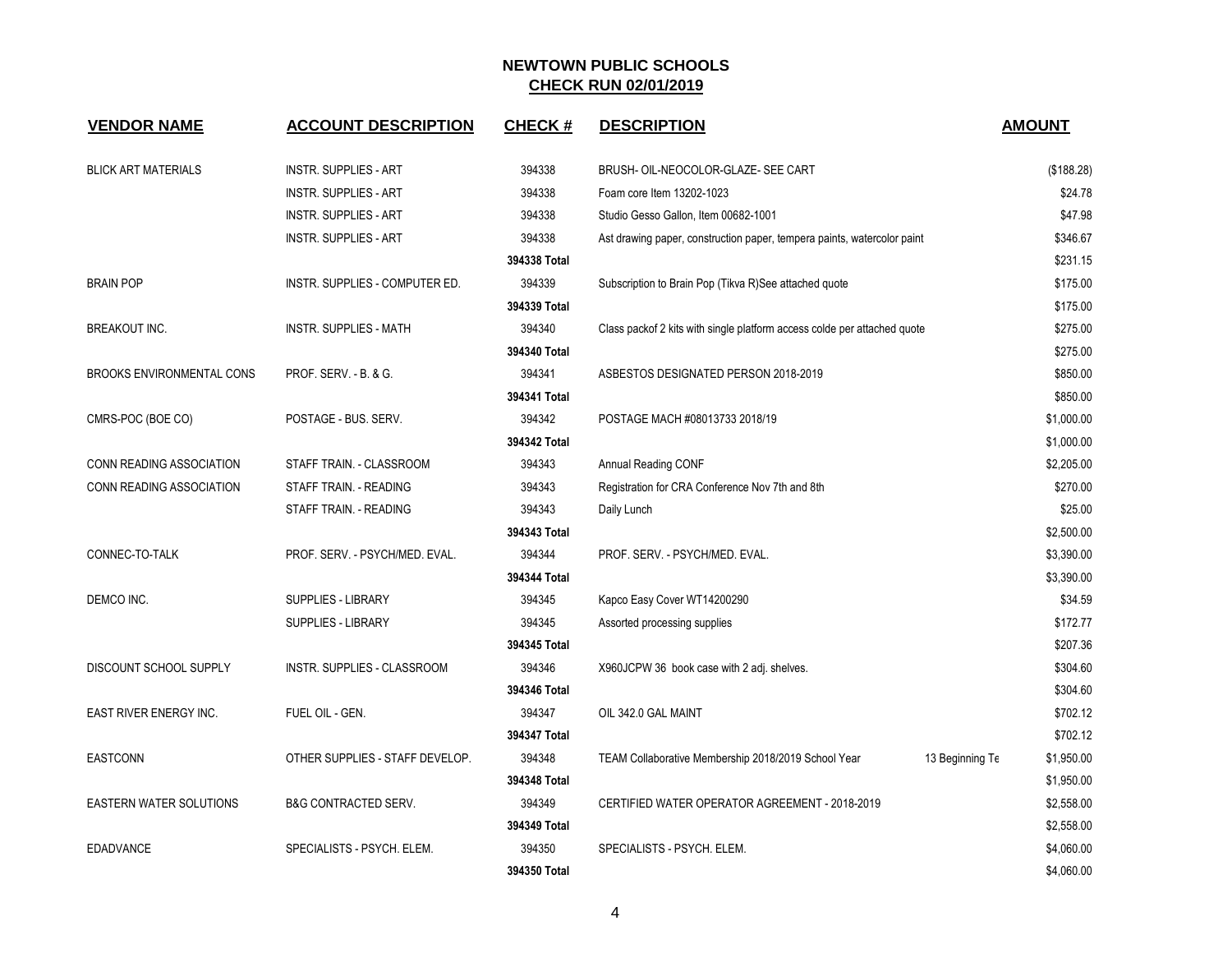# NEWTOWN PUBLIC SCHOOLS
## CHECK RUN 02/01/2019

| VENDOR NAME | ACCOUNT DESCRIPTION | CHECK # | DESCRIPTION | | AMOUNT |
|---|---|---|---|---|---|
| BLICK ART MATERIALS | INSTR. SUPPLIES - ART | 394338 | BRUSH- OIL-NEOCOLOR-GLAZE- SEE CART | | ($188.28) |
| | INSTR. SUPPLIES - ART | 394338 | Foam core Item 13202-1023 | | $24.78 |
| | INSTR. SUPPLIES - ART | 394338 | Studio Gesso Gallon, Item 00682-1001 | | $47.98 |
| | INSTR. SUPPLIES - ART | 394338 | Ast drawing paper, construction paper, tempera paints, watercolor paint | | $346.67 |
| | | **394338 Total** | | | $231.15 |
| BRAIN POP | INSTR. SUPPLIES - COMPUTER ED. | 394339 | Subscription to Brain Pop (Tikva R)See attached quote | | $175.00 |
| | | **394339 Total** | | | $175.00 |
| BREAKOUT INC. | INSTR. SUPPLIES - MATH | 394340 | Class packof 2 kits with single platform access colde per attached quote | | $275.00 |
| | | **394340 Total** | | | $275.00 |
| BROOKS ENVIRONMENTAL CONS | PROF. SERV. - B. & G. | 394341 | ASBESTOS DESIGNATED PERSON 2018-2019 | | $850.00 |
| | | **394341 Total** | | | $850.00 |
| CMRS-POC (BOE CO) | POSTAGE - BUS. SERV. | 394342 | POSTAGE MACH #08013733 2018/19 | | $1,000.00 |
| | | **394342 Total** | | | $1,000.00 |
| CONN READING ASSOCIATION | STAFF TRAIN. - CLASSROOM | 394343 | Annual Reading CONF | | $2,205.00 |
| CONN READING ASSOCIATION | STAFF TRAIN. - READING | 394343 | Registration for CRA Conference Nov 7th and 8th | | $270.00 |
| | STAFF TRAIN. - READING | 394343 | Daily Lunch | | $25.00 |
| | | **394343 Total** | | | $2,500.00 |
| CONNEC-TO-TALK | PROF. SERV. - PSYCH/MED. EVAL. | 394344 | PROF. SERV. - PSYCH/MED. EVAL. | | $3,390.00 |
| | | **394344 Total** | | | $3,390.00 |
| DEMCO INC. | SUPPLIES - LIBRARY | 394345 | Kapco Easy Cover WT14200290 | | $34.59 |
| | SUPPLIES - LIBRARY | 394345 | Assorted processing supplies | | $172.77 |
| | | **394345 Total** | | | $207.36 |
| DISCOUNT SCHOOL SUPPLY | INSTR. SUPPLIES - CLASSROOM | 394346 | X960JCPW 36 book case with 2 adj. shelves. | | $304.60 |
| | | **394346 Total** | | | $304.60 |
| EAST RIVER ENERGY INC. | FUEL OIL - GEN. | 394347 | OIL 342.0 GAL MAINT | | $702.12 |
| | | **394347 Total** | | | $702.12 |
| EASTCONN | OTHER SUPPLIES - STAFF DEVELOP. | 394348 | TEAM Collaborative Membership 2018/2019 School Year | 13 Beginning Te | $1,950.00 |
| | | **394348 Total** | | | $1,950.00 |
| EASTERN WATER SOLUTIONS | B&G CONTRACTED SERV. | 394349 | CERTIFIED WATER OPERATOR AGREEMENT - 2018-2019 | | $2,558.00 |
| | | **394349 Total** | | | $2,558.00 |
| EDADVANCE | SPECIALISTS - PSYCH. ELEM. | 394350 | SPECIALISTS - PSYCH. ELEM. | | $4,060.00 |
| | | **394350 Total** | | | $4,060.00 |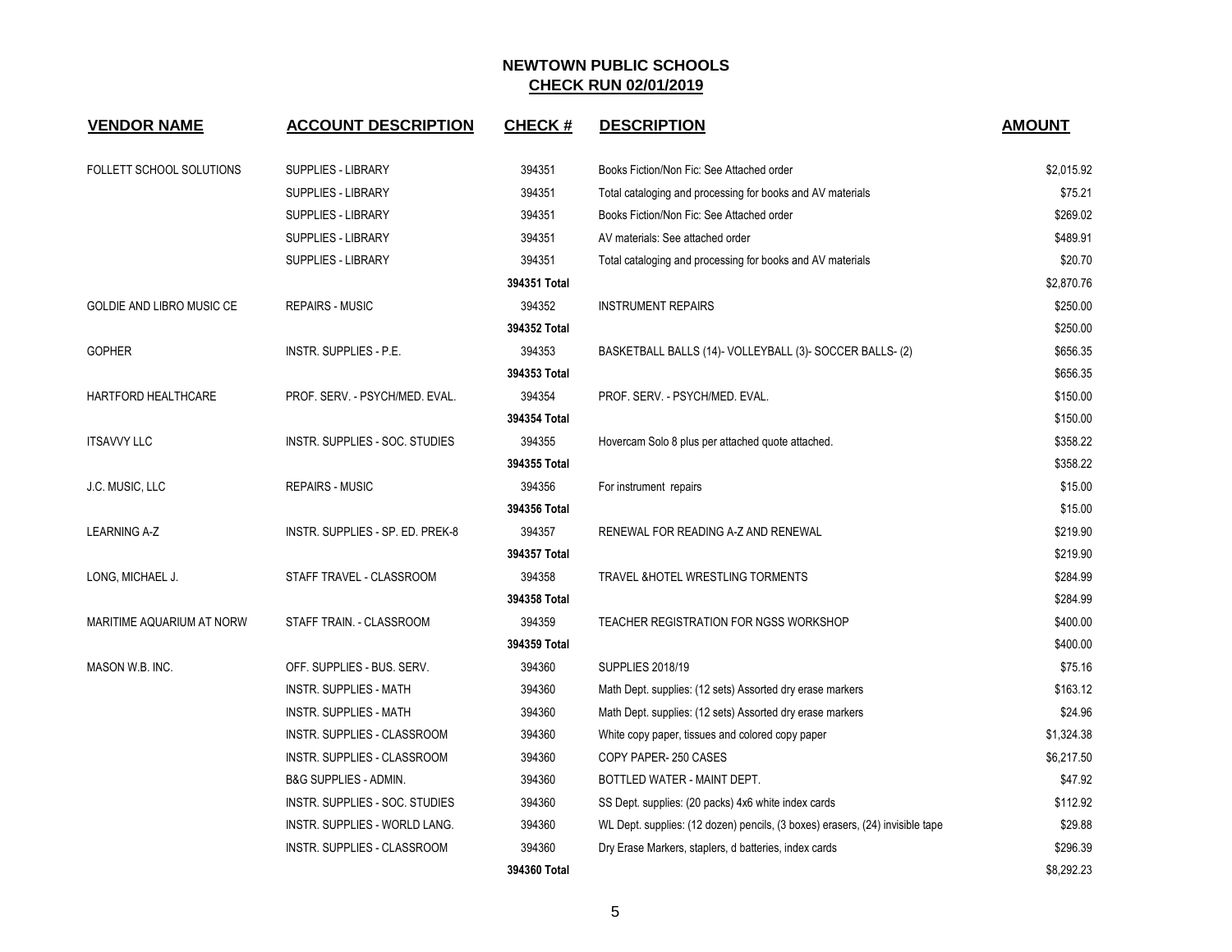# NEWTOWN PUBLIC SCHOOLS

## CHECK RUN 02/01/2019

| VENDOR NAME | ACCOUNT DESCRIPTION | CHECK # | DESCRIPTION | AMOUNT |
|---|---|---|---|---|
| FOLLETT SCHOOL SOLUTIONS | SUPPLIES - LIBRARY | 394351 | Books Fiction/Non Fic: See Attached order | $2,015.92 |
| | SUPPLIES - LIBRARY | 394351 | Total cataloging and processing for books and AV materials | $75.21 |
| | SUPPLIES - LIBRARY | 394351 | Books Fiction/Non Fic: See Attached order | $269.02 |
| | SUPPLIES - LIBRARY | 394351 | AV materials: See attached order | $489.91 |
| | SUPPLIES - LIBRARY | 394351 | Total cataloging and processing for books and AV materials | $20.70 |
| | | **394351 Total** | | $2,870.76 |
| GOLDIE AND LIBRO MUSIC CE | REPAIRS - MUSIC | 394352 | INSTRUMENT REPAIRS | $250.00 |
| | | **394352 Total** | | $250.00 |
| GOPHER | INSTR. SUPPLIES - P.E. | 394353 | BASKETBALL BALLS (14)- VOLLEYBALL (3)- SOCCER BALLS- (2) | $656.35 |
| | | **394353 Total** | | $656.35 |
| HARTFORD HEALTHCARE | PROF. SERV. - PSYCH/MED. EVAL. | 394354 | PROF. SERV. - PSYCH/MED. EVAL. | $150.00 |
| | | **394354 Total** | | $150.00 |
| ITSAVVY LLC | INSTR. SUPPLIES - SOC. STUDIES | 394355 | Hovercam Solo 8 plus per attached quote attached. | $358.22 |
| | | **394355 Total** | | $358.22 |
| J.C. MUSIC, LLC | REPAIRS - MUSIC | 394356 | For instrument repairs | $15.00 |
| | | **394356 Total** | | $15.00 |
| LEARNING A-Z | INSTR. SUPPLIES - SP. ED. PREK-8 | 394357 | RENEWAL FOR READING A-Z AND RENEWAL | $219.90 |
| | | **394357 Total** | | $219.90 |
| LONG, MICHAEL J. | STAFF TRAVEL - CLASSROOM | 394358 | TRAVEL &HOTEL WRESTLING TORMENTS | $284.99 |
| | | **394358 Total** | | $284.99 |
| MARITIME AQUARIUM AT NORW | STAFF TRAIN. - CLASSROOM | 394359 | TEACHER REGISTRATION FOR NGSS WORKSHOP | $400.00 |
| | | **394359 Total** | | $400.00 |
| MASON W.B. INC. | OFF. SUPPLIES - BUS. SERV. | 394360 | SUPPLIES 2018/19 | $75.16 |
| | INSTR. SUPPLIES - MATH | 394360 | Math Dept. supplies: (12 sets) Assorted dry erase markers | $163.12 |
| | INSTR. SUPPLIES - MATH | 394360 | Math Dept. supplies: (12 sets) Assorted dry erase markers | $24.96 |
| | INSTR. SUPPLIES - CLASSROOM | 394360 | White copy paper, tissues and colored copy paper | $1,324.38 |
| | INSTR. SUPPLIES - CLASSROOM | 394360 | COPY PAPER- 250 CASES | $6,217.50 |
| | B&G SUPPLIES - ADMIN. | 394360 | BOTTLED WATER - MAINT DEPT. | $47.92 |
| | INSTR. SUPPLIES - SOC. STUDIES | 394360 | SS Dept. supplies: (20 packs) 4x6 white index cards | $112.92 |
| | INSTR. SUPPLIES - WORLD LANG. | 394360 | WL Dept. supplies: (12 dozen) pencils, (3 boxes) erasers, (24) invisible tape | $29.88 |
| | INSTR. SUPPLIES - CLASSROOM | 394360 | Dry Erase Markers, staplers, d batteries, index cards | $296.39 |
| | | **394360 Total** | | $8,292.23 |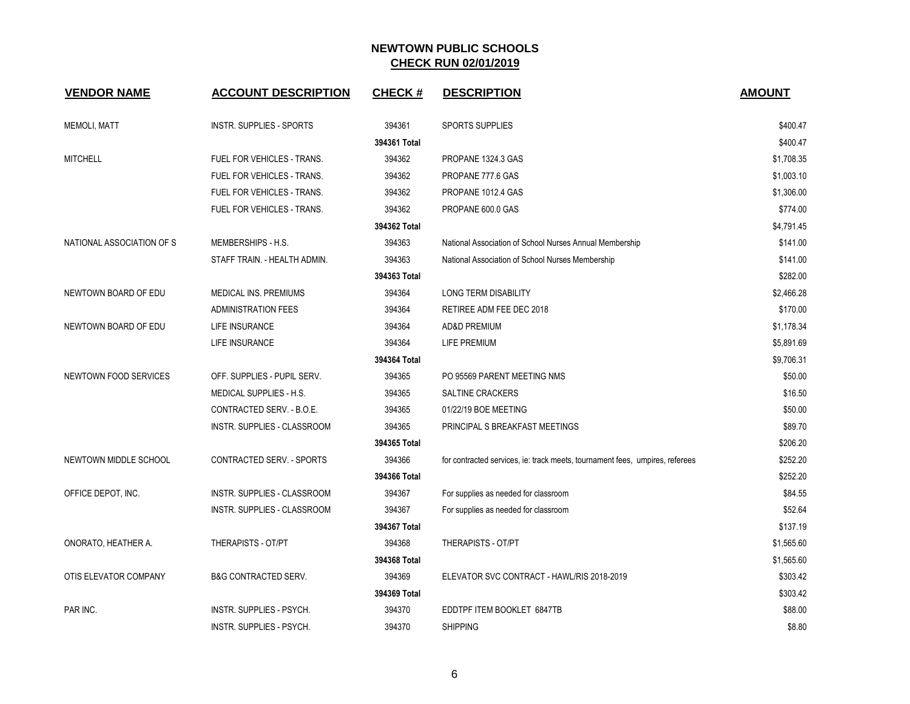## NEWTOWN PUBLIC SCHOOLS
## CHECK RUN 02/01/2019

| VENDOR NAME | ACCOUNT DESCRIPTION | CHECK # | DESCRIPTION | AMOUNT |
|---|---|---|---|---|
| MEMOLI, MATT | INSTR. SUPPLIES - SPORTS | 394361 | SPORTS SUPPLIES | $400.47 |
| | | 394361 Total | | $400.47 |
| MITCHELL | FUEL FOR VEHICLES - TRANS. | 394362 | PROPANE 1324.3 GAS | $1,708.35 |
| | FUEL FOR VEHICLES - TRANS. | 394362 | PROPANE 777.6 GAS | $1,003.10 |
| | FUEL FOR VEHICLES - TRANS. | 394362 | PROPANE 1012.4 GAS | $1,306.00 |
| | FUEL FOR VEHICLES - TRANS. | 394362 | PROPANE 600.0 GAS | $774.00 |
| | | 394362 Total | | $4,791.45 |
| NATIONAL ASSOCIATION OF S | MEMBERSHIPS - H.S. | 394363 | National Association of School Nurses Annual Membership | $141.00 |
| | STAFF TRAIN. - HEALTH ADMIN. | 394363 | National Association of School Nurses Membership | $141.00 |
| | | 394363 Total | | $282.00 |
| NEWTOWN BOARD OF EDU | MEDICAL INS. PREMIUMS | 394364 | LONG TERM DISABILITY | $2,466.28 |
| | ADMINISTRATION FEES | 394364 | RETIREE ADM FEE DEC 2018 | $170.00 |
| NEWTOWN BOARD OF EDU | LIFE INSURANCE | 394364 | AD&D PREMIUM | $1,178.34 |
| | LIFE INSURANCE | 394364 | LIFE PREMIUM | $5,891.69 |
| | | 394364 Total | | $9,706.31 |
| NEWTOWN FOOD SERVICES | OFF. SUPPLIES - PUPIL SERV. | 394365 | PO 95569 PARENT MEETING NMS | $50.00 |
| | MEDICAL SUPPLIES - H.S. | 394365 | SALTINE CRACKERS | $16.50 |
| | CONTRACTED SERV. - B.O.E. | 394365 | 01/22/19 BOE MEETING | $50.00 |
| | INSTR. SUPPLIES - CLASSROOM | 394365 | PRINCIPAL S BREAKFAST MEETINGS | $89.70 |
| | | 394365 Total | | $206.20 |
| NEWTOWN MIDDLE SCHOOL | CONTRACTED SERV. - SPORTS | 394366 | for contracted services, ie: track meets, tournament fees, umpires, referees | $252.20 |
| | | 394366 Total | | $252.20 |
| OFFICE DEPOT, INC. | INSTR. SUPPLIES - CLASSROOM | 394367 | For supplies as needed for classroom | $84.55 |
| | INSTR. SUPPLIES - CLASSROOM | 394367 | For supplies as needed for classroom | $52.64 |
| | | 394367 Total | | $137.19 |
| ONORATO, HEATHER A. | THERAPISTS - OT/PT | 394368 | THERAPISTS - OT/PT | $1,565.60 |
| | | 394368 Total | | $1,565.60 |
| OTIS ELEVATOR COMPANY | B&G CONTRACTED SERV. | 394369 | ELEVATOR SVC CONTRACT - HAWL/RIS 2018-2019 | $303.42 |
| | | 394369 Total | | $303.42 |
| PAR INC. | INSTR. SUPPLIES - PSYCH. | 394370 | EDDTPF ITEM BOOKLET 6847TB | $88.00 |
| | INSTR. SUPPLIES - PSYCH. | 394370 | SHIPPING | $8.80 |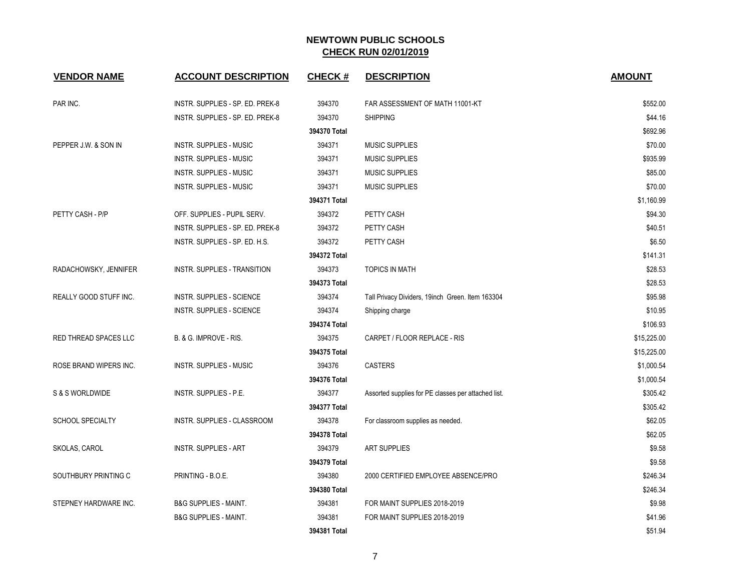# NEWTOWN PUBLIC SCHOOLS

## CHECK RUN 02/01/2019

| VENDOR NAME | ACCOUNT DESCRIPTION | CHECK # | DESCRIPTION | AMOUNT |
|---|---|---|---|---|
| PAR INC. | INSTR. SUPPLIES - SP. ED. PREK-8 | 394370 | FAR ASSESSMENT OF MATH 11001-KT | $552.00 |
| | INSTR. SUPPLIES - SP. ED. PREK-8 | 394370 | SHIPPING | $44.16 |
| | | **394370 Total** | | $692.96 |
| PEPPER J.W. & SON IN | INSTR. SUPPLIES - MUSIC | 394371 | MUSIC SUPPLIES | $70.00 |
| | INSTR. SUPPLIES - MUSIC | 394371 | MUSIC SUPPLIES | $935.99 |
| | INSTR. SUPPLIES - MUSIC | 394371 | MUSIC SUPPLIES | $85.00 |
| | INSTR. SUPPLIES - MUSIC | 394371 | MUSIC SUPPLIES | $70.00 |
| | | **394371 Total** | | $1,160.99 |
| PETTY CASH - P/P | OFF. SUPPLIES - PUPIL SERV. | 394372 | PETTY CASH | $94.30 |
| | INSTR. SUPPLIES - SP. ED. PREK-8 | 394372 | PETTY CASH | $40.51 |
| | INSTR. SUPPLIES - SP. ED. H.S. | 394372 | PETTY CASH | $6.50 |
| | | **394372 Total** | | $141.31 |
| RADACHOWSKY, JENNIFER | INSTR. SUPPLIES - TRANSITION | 394373 | TOPICS IN MATH | $28.53 |
| | | **394373 Total** | | $28.53 |
| REALLY GOOD STUFF INC. | INSTR. SUPPLIES - SCIENCE | 394374 | Tall Privacy Dividers, 19inch Green. Item 163304 | $95.98 |
| | INSTR. SUPPLIES - SCIENCE | 394374 | Shipping charge | $10.95 |
| | | **394374 Total** | | $106.93 |
| RED THREAD SPACES LLC | B. & G. IMPROVE - RIS. | 394375 | CARPET / FLOOR REPLACE - RIS | $15,225.00 |
| | | **394375 Total** | | $15,225.00 |
| ROSE BRAND WIPERS INC. | INSTR. SUPPLIES - MUSIC | 394376 | CASTERS | $1,000.54 |
| | | **394376 Total** | | $1,000.54 |
| S & S WORLDWIDE | INSTR. SUPPLIES - P.E. | 394377 | Assorted supplies for PE classes per attached list. | $305.42 |
| | | **394377 Total** | | $305.42 |
| SCHOOL SPECIALTY | INSTR. SUPPLIES - CLASSROOM | 394378 | For classroom supplies as needed. | $62.05 |
| | | **394378 Total** | | $62.05 |
| SKOLAS, CAROL | INSTR. SUPPLIES - ART | 394379 | ART SUPPLIES | $9.58 |
| | | **394379 Total** | | $9.58 |
| SOUTHBURY PRINTING C | PRINTING - B.O.E. | 394380 | 2000 CERTIFIED EMPLOYEE ABSENCE/PRO | $246.34 |
| | | **394380 Total** | | $246.34 |
| STEPNEY HARDWARE INC. | B&G SUPPLIES - MAINT. | 394381 | FOR MAINT SUPPLIES 2018-2019 | $9.98 |
| | B&G SUPPLIES - MAINT. | 394381 | FOR MAINT SUPPLIES 2018-2019 | $41.96 |
| | | **394381 Total** | | $51.94 |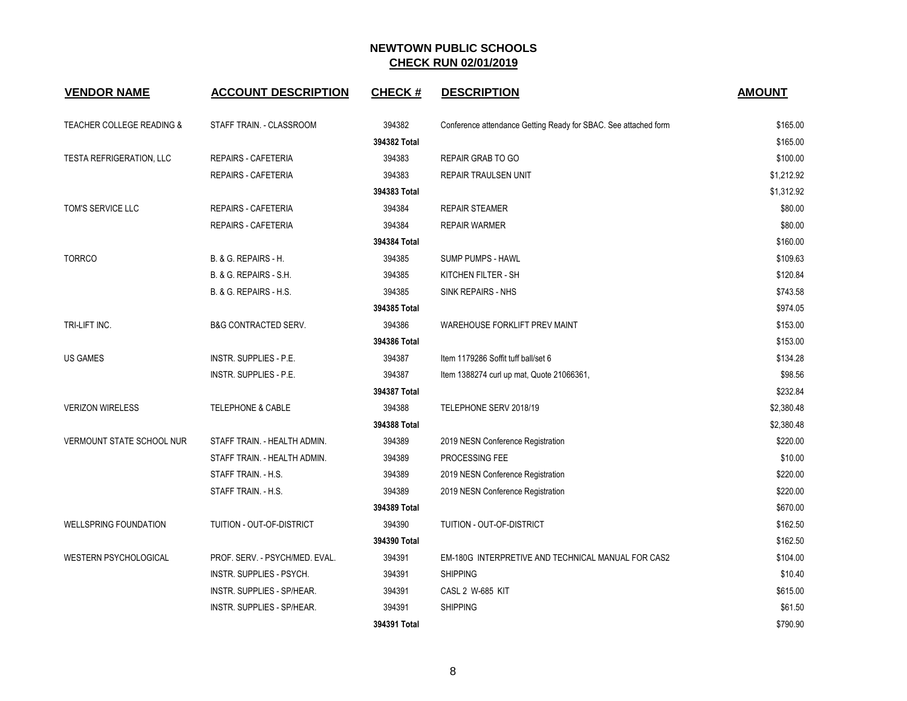# NEWTOWN PUBLIC SCHOOLS
## CHECK RUN 02/01/2019

| VENDOR NAME | ACCOUNT DESCRIPTION | CHECK # | DESCRIPTION | AMOUNT |
|---|---|---|---|---|
| TEACHER COLLEGE READING & | STAFF TRAIN. - CLASSROOM | 394382 | Conference attendance Getting Ready for SBAC. See attached form | $165.00 |
| | | 394382 Total | | $165.00 |
| TESTA REFRIGERATION, LLC | REPAIRS - CAFETERIA | 394383 | REPAIR GRAB TO GO | $100.00 |
| | REPAIRS - CAFETERIA | 394383 | REPAIR TRAULSEN UNIT | $1,212.92 |
| | | 394383 Total | | $1,312.92 |
| TOM'S SERVICE LLC | REPAIRS - CAFETERIA | 394384 | REPAIR STEAMER | $80.00 |
| | REPAIRS - CAFETERIA | 394384 | REPAIR WARMER | $80.00 |
| | | 394384 Total | | $160.00 |
| TORRCO | B. & G. REPAIRS - H. | 394385 | SUMP PUMPS - HAWL | $109.63 |
| | B. & G. REPAIRS - S.H. | 394385 | KITCHEN FILTER - SH | $120.84 |
| | B. & G. REPAIRS - H.S. | 394385 | SINK REPAIRS - NHS | $743.58 |
| | | 394385 Total | | $974.05 |
| TRI-LIFT INC. | B&G CONTRACTED SERV. | 394386 | WAREHOUSE FORKLIFT PREV MAINT | $153.00 |
| | | 394386 Total | | $153.00 |
| US GAMES | INSTR. SUPPLIES - P.E. | 394387 | Item 1179286 Soffit tuff ball/set 6 | $134.28 |
| | INSTR. SUPPLIES - P.E. | 394387 | Item 1388274 curl up mat, Quote 21066361, | $98.56 |
| | | 394387 Total | | $232.84 |
| VERIZON WIRELESS | TELEPHONE & CABLE | 394388 | TELEPHONE SERV 2018/19 | $2,380.48 |
| | | 394388 Total | | $2,380.48 |
| VERMOUNT STATE SCHOOL NUR | STAFF TRAIN. - HEALTH ADMIN. | 394389 | 2019 NESN Conference Registration | $220.00 |
| | STAFF TRAIN. - HEALTH ADMIN. | 394389 | PROCESSING FEE | $10.00 |
| | STAFF TRAIN. - H.S. | 394389 | 2019 NESN Conference Registration | $220.00 |
| | STAFF TRAIN. - H.S. | 394389 | 2019 NESN Conference Registration | $220.00 |
| | | 394389 Total | | $670.00 |
| WELLSPRING FOUNDATION | TUITION - OUT-OF-DISTRICT | 394390 | TUITION - OUT-OF-DISTRICT | $162.50 |
| | | 394390 Total | | $162.50 |
| WESTERN PSYCHOLOGICAL | PROF. SERV. - PSYCH/MED. EVAL. | 394391 | EM-180G INTERPRETIVE AND TECHNICAL MANUAL FOR CAS2 | $104.00 |
| | INSTR. SUPPLIES - PSYCH. | 394391 | SHIPPING | $10.40 |
| | INSTR. SUPPLIES - SP/HEAR. | 394391 | CASL 2 W-685 KIT | $615.00 |
| | INSTR. SUPPLIES - SP/HEAR. | 394391 | SHIPPING | $61.50 |
| | | 394391 Total | | $790.90 |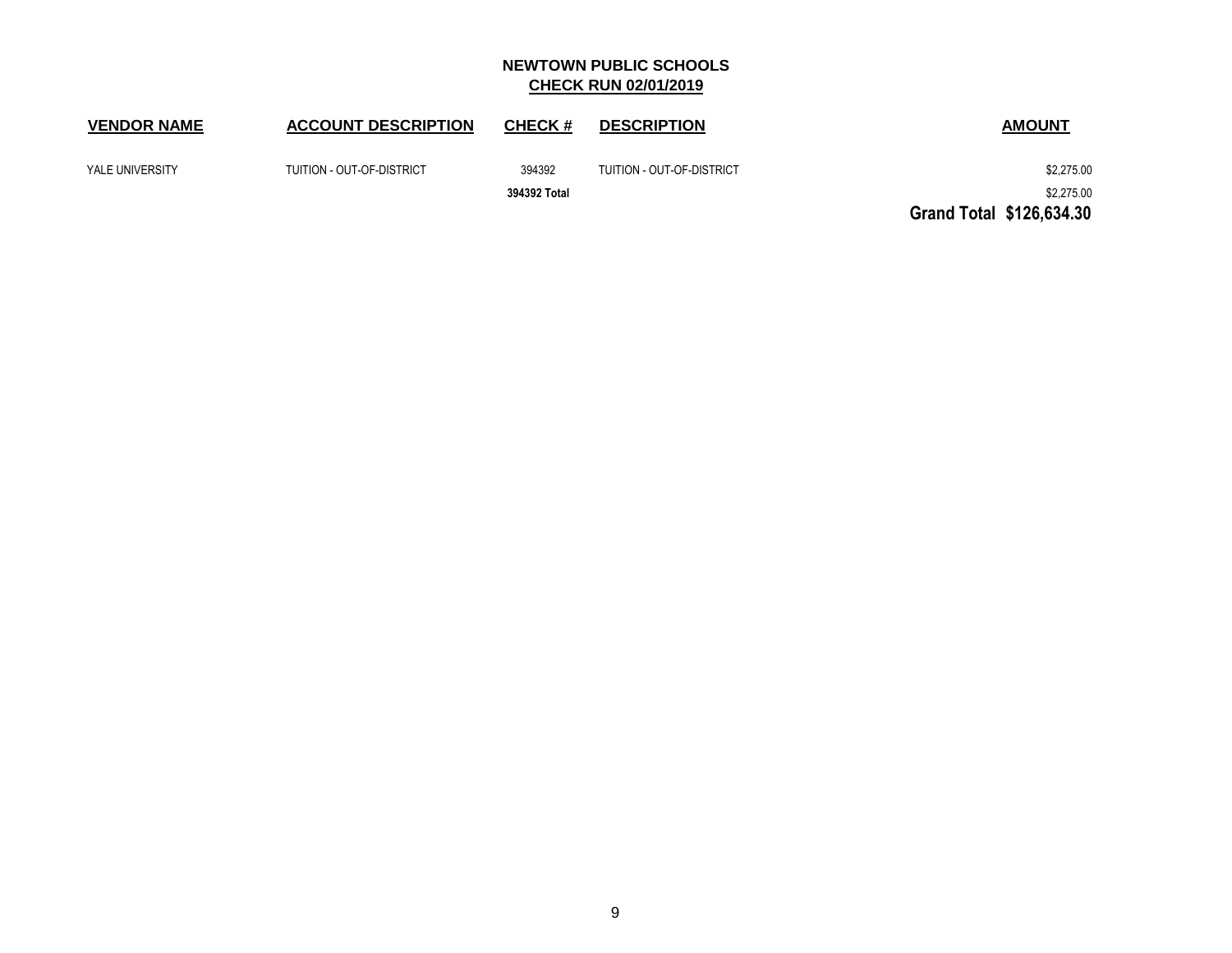# NEWTOWN PUBLIC SCHOOLS

## CHECK RUN 02/01/2019

| VENDOR NAME | ACCOUNT DESCRIPTION | CHECK # | DESCRIPTION | AMOUNT |
|---|---|---|---|---|
| YALE UNIVERSITY | TUITION - OUT-OF-DISTRICT | 394392 | TUITION - OUT-OF-DISTRICT | $2,275.00 |
| | | **394392 Total** | | $2,275.00 |
| | | | **Grand Total** | **$126,634.30** |